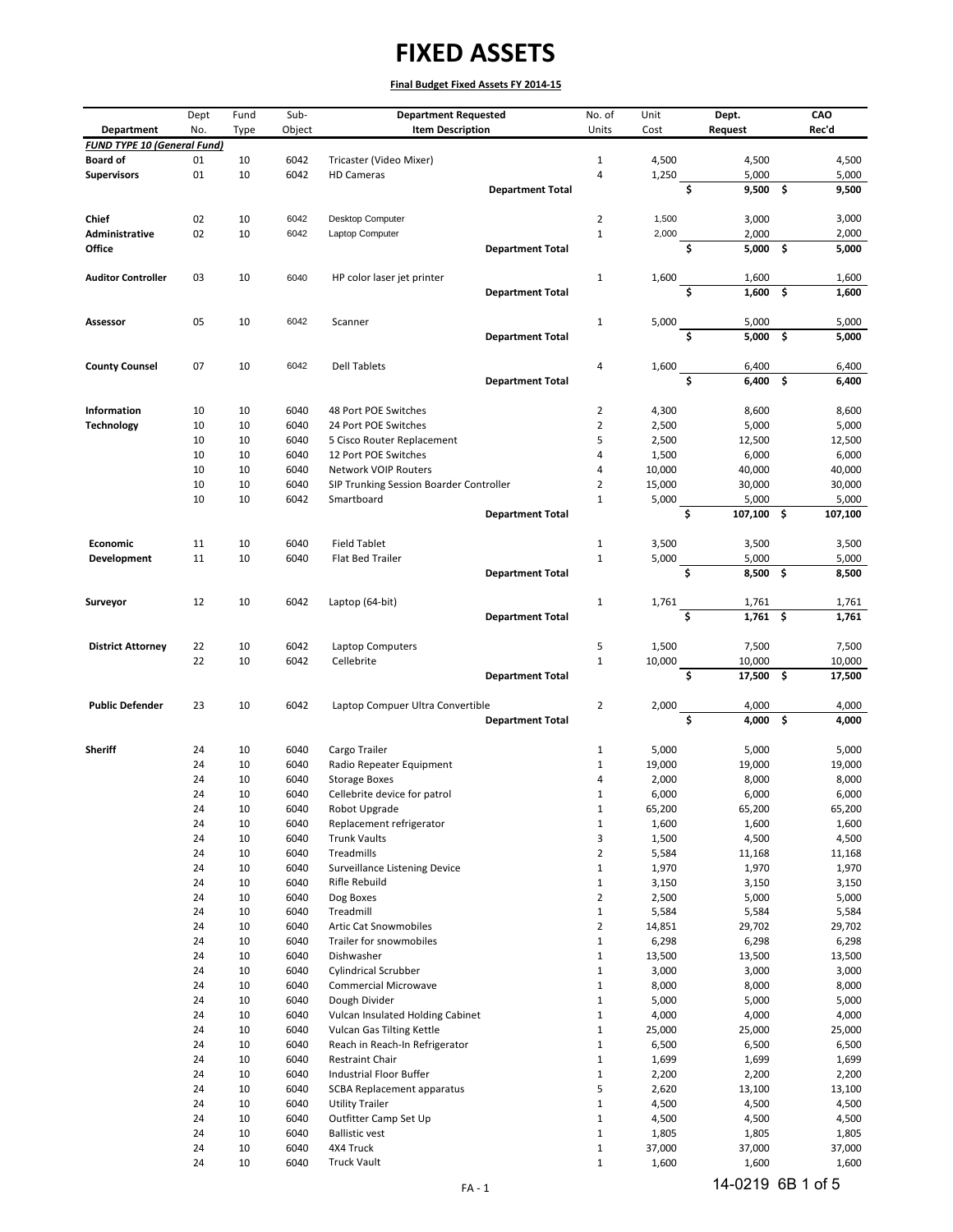# FIXED ASSETS

**Final Budget Fixed Assets FY 2014-15**

| Department | Dept No. | Fund Type | Sub-Object | Department Requested Item Description | No. of Units | Unit Cost | Dept. Request | CAO Rec'd |
|---|---|---|---|---|---|---|---|---|
| ***FUND TYPE 10 (General Fund)*** | | | | | | | | |
| **Board of** | 01 | 10 | 6042 | Tricaster (Video Mixer) | 1 | 4,500 | 4,500 | 4,500 |
| **Supervisors** | 01 | 10 | 6042 | HD Cameras | 4 | 1,250 | 5,000 | 5,000 |
| | | | | **Department Total** | | | **$ 9,500** | **$ 9,500** |
| **Chief** | 02 | 10 | 6042 | Desktop Computer | 2 | 1,500 | 3,000 | 3,000 |
| **Administrative** | 02 | 10 | 6042 | Laptop Computer | 1 | 2,000 | 2,000 | 2,000 |
| **Office** | | | | **Department Total** | | | **$ 5,000** | **$ 5,000** |
| **Auditor Controller** | 03 | 10 | 6040 | HP color laser jet printer | 1 | 1,600 | 1,600 | 1,600 |
| | | | | **Department Total** | | | **$ 1,600** | **$ 1,600** |
| **Assessor** | 05 | 10 | 6042 | Scanner | 1 | 5,000 | 5,000 | 5,000 |
| | | | | **Department Total** | | | **$ 5,000** | **$ 5,000** |
| **County Counsel** | 07 | 10 | 6042 | Dell Tablets | 4 | 1,600 | 6,400 | 6,400 |
| | | | | **Department Total** | | | **$ 6,400** | **$ 6,400** |
| **Information** | 10 | 10 | 6040 | 48 Port POE Switches | 2 | 4,300 | 8,600 | 8,600 |
| **Technology** | 10 | 10 | 6040 | 24 Port POE Switches | 2 | 2,500 | 5,000 | 5,000 |
| | 10 | 10 | 6040 | 5 Cisco Router Replacement | 5 | 2,500 | 12,500 | 12,500 |
| | 10 | 10 | 6040 | 12 Port POE Switches | 4 | 1,500 | 6,000 | 6,000 |
| | 10 | 10 | 6040 | Network VOIP Routers | 4 | 10,000 | 40,000 | 40,000 |
| | 10 | 10 | 6040 | SIP Trunking Session Boarder Controller | 2 | 15,000 | 30,000 | 30,000 |
| | 10 | 10 | 6042 | Smartboard | 1 | 5,000 | 5,000 | 5,000 |
| | | | | **Department Total** | | | **$ 107,100** | **$ 107,100** |
| **Economic** | 11 | 10 | 6040 | Field Tablet | 1 | 3,500 | 3,500 | 3,500 |
| **Development** | 11 | 10 | 6040 | Flat Bed Trailer | 1 | 5,000 | 5,000 | 5,000 |
| | | | | **Department Total** | | | **$ 8,500** | **$ 8,500** |
| **Surveyor** | 12 | 10 | 6042 | Laptop (64-bit) | 1 | 1,761 | 1,761 | 1,761 |
| | | | | **Department Total** | | | **$ 1,761** | **$ 1,761** |
| **District Attorney** | 22 | 10 | 6042 | Laptop Computers | 5 | 1,500 | 7,500 | 7,500 |
| | 22 | 10 | 6042 | Cellebrite | 1 | 10,000 | 10,000 | 10,000 |
| | | | | **Department Total** | | | **$ 17,500** | **$ 17,500** |
| **Public Defender** | 23 | 10 | 6042 | Laptop Compuer Ultra Convertible | 2 | 2,000 | 4,000 | 4,000 |
| | | | | **Department Total** | | | **$ 4,000** | **$ 4,000** |
| **Sheriff** | 24 | 10 | 6040 | Cargo Trailer | 1 | 5,000 | 5,000 | 5,000 |
| | 24 | 10 | 6040 | Radio Repeater Equipment | 1 | 19,000 | 19,000 | 19,000 |
| | 24 | 10 | 6040 | Storage Boxes | 4 | 2,000 | 8,000 | 8,000 |
| | 24 | 10 | 6040 | Cellebrite device for patrol | 1 | 6,000 | 6,000 | 6,000 |
| | 24 | 10 | 6040 | Robot Upgrade | 1 | 65,200 | 65,200 | 65,200 |
| | 24 | 10 | 6040 | Replacement refrigerator | 1 | 1,600 | 1,600 | 1,600 |
| | 24 | 10 | 6040 | Trunk Vaults | 3 | 1,500 | 4,500 | 4,500 |
| | 24 | 10 | 6040 | Treadmills | 2 | 5,584 | 11,168 | 11,168 |
| | 24 | 10 | 6040 | Surveillance Listening Device | 1 | 1,970 | 1,970 | 1,970 |
| | 24 | 10 | 6040 | Rifle Rebuild | 1 | 3,150 | 3,150 | 3,150 |
| | 24 | 10 | 6040 | Dog Boxes | 2 | 2,500 | 5,000 | 5,000 |
| | 24 | 10 | 6040 | Treadmill | 1 | 5,584 | 5,584 | 5,584 |
| | 24 | 10 | 6040 | Artic Cat Snowmobiles | 2 | 14,851 | 29,702 | 29,702 |
| | 24 | 10 | 6040 | Trailer for snowmobiles | 1 | 6,298 | 6,298 | 6,298 |
| | 24 | 10 | 6040 | Dishwasher | 1 | 13,500 | 13,500 | 13,500 |
| | 24 | 10 | 6040 | Cylindrical Scrubber | 1 | 3,000 | 3,000 | 3,000 |
| | 24 | 10 | 6040 | Commercial Microwave | 1 | 8,000 | 8,000 | 8,000 |
| | 24 | 10 | 6040 | Dough Divider | 1 | 5,000 | 5,000 | 5,000 |
| | 24 | 10 | 6040 | Vulcan Insulated Holding Cabinet | 1 | 4,000 | 4,000 | 4,000 |
| | 24 | 10 | 6040 | Vulcan Gas Tilting Kettle | 1 | 25,000 | 25,000 | 25,000 |
| | 24 | 10 | 6040 | Reach in Reach-In Refrigerator | 1 | 6,500 | 6,500 | 6,500 |
| | 24 | 10 | 6040 | Restraint Chair | 1 | 1,699 | 1,699 | 1,699 |
| | 24 | 10 | 6040 | Industrial Floor Buffer | 1 | 2,200 | 2,200 | 2,200 |
| | 24 | 10 | 6040 | SCBA Replacement apparatus | 5 | 2,620 | 13,100 | 13,100 |
| | 24 | 10 | 6040 | Utility Trailer | 1 | 4,500 | 4,500 | 4,500 |
| | 24 | 10 | 6040 | Outfitter Camp Set Up | 1 | 4,500 | 4,500 | 4,500 |
| | 24 | 10 | 6040 | Ballistic vest | 1 | 1,805 | 1,805 | 1,805 |
| | 24 | 10 | 6040 | 4X4 Truck | 1 | 37,000 | 37,000 | 37,000 |
| | 24 | 10 | 6040 | Truck Vault | 1 | 1,600 | 1,600 | 1,600 |

14-0219 6B 1 of 5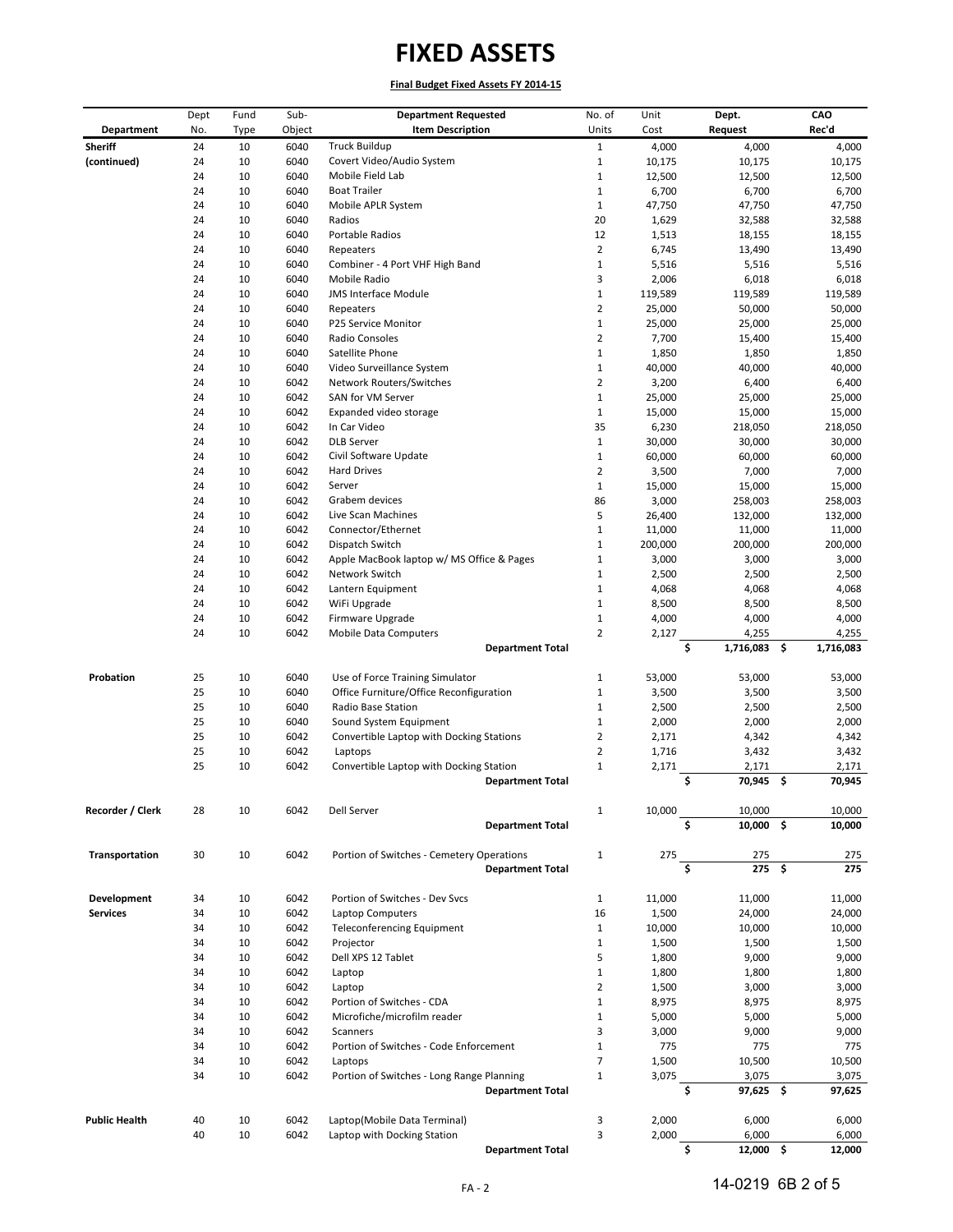# FIXED ASSETS

**Final Budget Fixed Assets FY 2014-15**

| Department | Dept No. | Fund Type | Sub-Object | Department Requested Item Description | No. of Units | Unit Cost | Dept. Request | CAO Rec'd |
|---|---|---|---|---|---|---|---|---|
| **Sheriff** | 24 | 10 | 6040 | Truck Buildup | 1 | 4,000 | 4,000 | 4,000 |
| **(continued)** | 24 | 10 | 6040 | Covert Video/Audio System | 1 | 10,175 | 10,175 | 10,175 |
| | 24 | 10 | 6040 | Mobile Field Lab | 1 | 12,500 | 12,500 | 12,500 |
| | 24 | 10 | 6040 | Boat Trailer | 1 | 6,700 | 6,700 | 6,700 |
| | 24 | 10 | 6040 | Mobile APLR System | 1 | 47,750 | 47,750 | 47,750 |
| | 24 | 10 | 6040 | Radios | 20 | 1,629 | 32,588 | 32,588 |
| | 24 | 10 | 6040 | Portable Radios | 12 | 1,513 | 18,155 | 18,155 |
| | 24 | 10 | 6040 | Repeaters | 2 | 6,745 | 13,490 | 13,490 |
| | 24 | 10 | 6040 | Combiner - 4 Port VHF High Band | 1 | 5,516 | 5,516 | 5,516 |
| | 24 | 10 | 6040 | Mobile Radio | 3 | 2,006 | 6,018 | 6,018 |
| | 24 | 10 | 6040 | JMS Interface Module | 1 | 119,589 | 119,589 | 119,589 |
| | 24 | 10 | 6040 | Repeaters | 2 | 25,000 | 50,000 | 50,000 |
| | 24 | 10 | 6040 | P25 Service Monitor | 1 | 25,000 | 25,000 | 25,000 |
| | 24 | 10 | 6040 | Radio Consoles | 2 | 7,700 | 15,400 | 15,400 |
| | 24 | 10 | 6040 | Satellite Phone | 1 | 1,850 | 1,850 | 1,850 |
| | 24 | 10 | 6040 | Video Surveillance System | 1 | 40,000 | 40,000 | 40,000 |
| | 24 | 10 | 6042 | Network Routers/Switches | 2 | 3,200 | 6,400 | 6,400 |
| | 24 | 10 | 6042 | SAN for VM Server | 1 | 25,000 | 25,000 | 25,000 |
| | 24 | 10 | 6042 | Expanded video storage | 1 | 15,000 | 15,000 | 15,000 |
| | 24 | 10 | 6042 | In Car Video | 35 | 6,230 | 218,050 | 218,050 |
| | 24 | 10 | 6042 | DLB Server | 1 | 30,000 | 30,000 | 30,000 |
| | 24 | 10 | 6042 | Civil Software Update | 1 | 60,000 | 60,000 | 60,000 |
| | 24 | 10 | 6042 | Hard Drives | 2 | 3,500 | 7,000 | 7,000 |
| | 24 | 10 | 6042 | Server | 1 | 15,000 | 15,000 | 15,000 |
| | 24 | 10 | 6042 | Grabem devices | 86 | 3,000 | 258,003 | 258,003 |
| | 24 | 10 | 6042 | Live Scan Machines | 5 | 26,400 | 132,000 | 132,000 |
| | 24 | 10 | 6042 | Connector/Ethernet | 1 | 11,000 | 11,000 | 11,000 |
| | 24 | 10 | 6042 | Dispatch Switch | 1 | 200,000 | 200,000 | 200,000 |
| | 24 | 10 | 6042 | Apple MacBook laptop w/ MS Office & Pages | 1 | 3,000 | 3,000 | 3,000 |
| | 24 | 10 | 6042 | Network Switch | 1 | 2,500 | 2,500 | 2,500 |
| | 24 | 10 | 6042 | Lantern Equipment | 1 | 4,068 | 4,068 | 4,068 |
| | 24 | 10 | 6042 | WiFi Upgrade | 1 | 8,500 | 8,500 | 8,500 |
| | 24 | 10 | 6042 | Firmware Upgrade | 1 | 4,000 | 4,000 | 4,000 |
| | 24 | 10 | 6042 | Mobile Data Computers | 2 | 2,127 | 4,255 | 4,255 |
| | | | | **Department Total** | | | **$ 1,716,083** | **$ 1,716,083** |
| **Probation** | 25 | 10 | 6040 | Use of Force Training Simulator | 1 | 53,000 | 53,000 | 53,000 |
| | 25 | 10 | 6040 | Office Furniture/Office Reconfiguration | 1 | 3,500 | 3,500 | 3,500 |
| | 25 | 10 | 6040 | Radio Base Station | 1 | 2,500 | 2,500 | 2,500 |
| | 25 | 10 | 6040 | Sound System Equipment | 1 | 2,000 | 2,000 | 2,000 |
| | 25 | 10 | 6042 | Convertible Laptop with Docking Stations | 2 | 2,171 | 4,342 | 4,342 |
| | 25 | 10 | 6042 | Laptops | 2 | 1,716 | 3,432 | 3,432 |
| | 25 | 10 | 6042 | Convertible Laptop with Docking Station | 1 | 2,171 | 2,171 | 2,171 |
| | | | | **Department Total** | | | **$ 70,945** | **$ 70,945** |
| **Recorder / Clerk** | 28 | 10 | 6042 | Dell Server | 1 | 10,000 | 10,000 | 10,000 |
| | | | | **Department Total** | | | **$ 10,000** | **$ 10,000** |
| **Transportation** | 30 | 10 | 6042 | Portion of Switches - Cemetery Operations | 1 | 275 | 275 | 275 |
| | | | | **Department Total** | | | **$ 275** | **$ 275** |
| **Development** | 34 | 10 | 6042 | Portion of Switches - Dev Svcs | 1 | 11,000 | 11,000 | 11,000 |
| **Services** | 34 | 10 | 6042 | Laptop Computers | 16 | 1,500 | 24,000 | 24,000 |
| | 34 | 10 | 6042 | Teleconferencing Equipment | 1 | 10,000 | 10,000 | 10,000 |
| | 34 | 10 | 6042 | Projector | 1 | 1,500 | 1,500 | 1,500 |
| | 34 | 10 | 6042 | Dell XPS 12 Tablet | 5 | 1,800 | 9,000 | 9,000 |
| | 34 | 10 | 6042 | Laptop | 1 | 1,800 | 1,800 | 1,800 |
| | 34 | 10 | 6042 | Laptop | 2 | 1,500 | 3,000 | 3,000 |
| | 34 | 10 | 6042 | Portion of Switches - CDA | 1 | 8,975 | 8,975 | 8,975 |
| | 34 | 10 | 6042 | Microfiche/microfilm reader | 1 | 5,000 | 5,000 | 5,000 |
| | 34 | 10 | 6042 | Scanners | 3 | 3,000 | 9,000 | 9,000 |
| | 34 | 10 | 6042 | Portion of Switches - Code Enforcement | 1 | 775 | 775 | 775 |
| | 34 | 10 | 6042 | Laptops | 7 | 1,500 | 10,500 | 10,500 |
| | 34 | 10 | 6042 | Portion of Switches - Long Range Planning | 1 | 3,075 | 3,075 | 3,075 |
| | | | | **Department Total** | | | **$ 97,625** | **$ 97,625** |
| **Public Health** | 40 | 10 | 6042 | Laptop(Mobile Data Terminal) | 3 | 2,000 | 6,000 | 6,000 |
| | 40 | 10 | 6042 | Laptop with Docking Station | 3 | 2,000 | 6,000 | 6,000 |
| | | | | **Department Total** | | | **$ 12,000** | **$ 12,000** |

FA - 2

14-0219 6B 2 of 5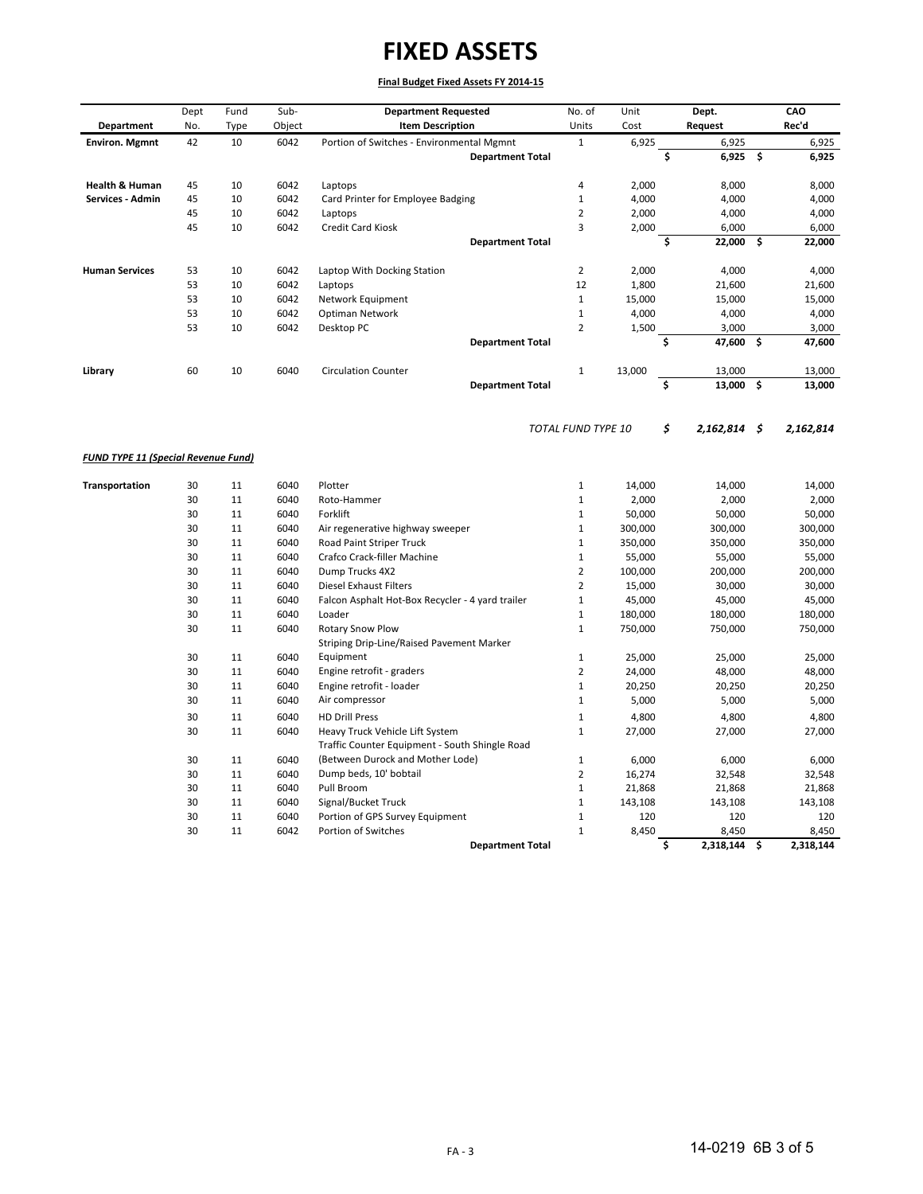# FIXED ASSETS

**Final Budget Fixed Assets FY 2014-15**

| Department | Dept No. | Fund Type | Sub-Object | Department Requested Item Description | No. of Units | Unit Cost | Dept. Request | CAO Rec'd |
|---|---|---|---|---|---|---|---|---|
| **Environ. Mgmnt** | 42 | 10 | 6042 | Portion of Switches - Environmental Mgmnt | 1 | 6,925 | 6,925 | 6,925 |
| | | | | **Department Total** | | | **$ 6,925** | **$ 6,925** |
| **Health & Human Services - Admin** | 45 | 10 | 6042 | Laptops | 4 | 2,000 | 8,000 | 8,000 |
| | 45 | 10 | 6042 | Card Printer for Employee Badging | 1 | 4,000 | 4,000 | 4,000 |
| | 45 | 10 | 6042 | Laptops | 2 | 2,000 | 4,000 | 4,000 |
| | 45 | 10 | 6042 | Credit Card Kiosk | 3 | 2,000 | 6,000 | 6,000 |
| | | | | **Department Total** | | | **$ 22,000** | **$ 22,000** |
| **Human Services** | 53 | 10 | 6042 | Laptop With Docking Station | 2 | 2,000 | 4,000 | 4,000 |
| | 53 | 10 | 6042 | Laptops | 12 | 1,800 | 21,600 | 21,600 |
| | 53 | 10 | 6042 | Network Equipment | 1 | 15,000 | 15,000 | 15,000 |
| | 53 | 10 | 6042 | Optiman Network | 1 | 4,000 | 4,000 | 4,000 |
| | 53 | 10 | 6042 | Desktop PC | 2 | 1,500 | 3,000 | 3,000 |
| | | | | **Department Total** | | | **$ 47,600** | **$ 47,600** |
| **Library** | 60 | 10 | 6040 | Circulation Counter | 1 | 13,000 | 13,000 | 13,000 |
| | | | | **Department Total** | | | **$ 13,000** | **$ 13,000** |
| | | | | *TOTAL FUND TYPE 10* | | | *$ 2,162,814* | *$ 2,162,814* |

***FUND TYPE 11 (Special Revenue Fund)***

| Department | Dept No. | Fund Type | Sub-Object | Department Requested Item Description | No. of Units | Unit Cost | Dept. Request | CAO Rec'd |
|---|---|---|---|---|---|---|---|---|
| **Transportation** | 30 | 11 | 6040 | Plotter | 1 | 14,000 | 14,000 | 14,000 |
| | 30 | 11 | 6040 | Roto-Hammer | 1 | 2,000 | 2,000 | 2,000 |
| | 30 | 11 | 6040 | Forklift | 1 | 50,000 | 50,000 | 50,000 |
| | 30 | 11 | 6040 | Air regenerative highway sweeper | 1 | 300,000 | 300,000 | 300,000 |
| | 30 | 11 | 6040 | Road Paint Striper Truck | 1 | 350,000 | 350,000 | 350,000 |
| | 30 | 11 | 6040 | Crafco Crack-filler Machine | 1 | 55,000 | 55,000 | 55,000 |
| | 30 | 11 | 6040 | Dump Trucks 4X2 | 2 | 100,000 | 200,000 | 200,000 |
| | 30 | 11 | 6040 | Diesel Exhaust Filters | 2 | 15,000 | 30,000 | 30,000 |
| | 30 | 11 | 6040 | Falcon Asphalt Hot-Box Recycler - 4 yard trailer | 1 | 45,000 | 45,000 | 45,000 |
| | 30 | 11 | 6040 | Loader | 1 | 180,000 | 180,000 | 180,000 |
| | 30 | 11 | 6040 | Rotary Snow Plow | 1 | 750,000 | 750,000 | 750,000 |
| | 30 | 11 | 6040 | Striping Drip-Line/Raised Pavement Marker Equipment | 1 | 25,000 | 25,000 | 25,000 |
| | 30 | 11 | 6040 | Engine retrofit - graders | 2 | 24,000 | 48,000 | 48,000 |
| | 30 | 11 | 6040 | Engine retrofit - loader | 1 | 20,250 | 20,250 | 20,250 |
| | 30 | 11 | 6040 | Air compressor | 1 | 5,000 | 5,000 | 5,000 |
| | 30 | 11 | 6040 | HD Drill Press | 1 | 4,800 | 4,800 | 4,800 |
| | 30 | 11 | 6040 | Heavy Truck Vehicle Lift System | 1 | 27,000 | 27,000 | 27,000 |
| | 30 | 11 | 6040 | Traffic Counter Equipment - South Shingle Road (Between Durock and Mother Lode) | 1 | 6,000 | 6,000 | 6,000 |
| | 30 | 11 | 6040 | Dump beds, 10' bobtail | 2 | 16,274 | 32,548 | 32,548 |
| | 30 | 11 | 6040 | Pull Broom | 1 | 21,868 | 21,868 | 21,868 |
| | 30 | 11 | 6040 | Signal/Bucket Truck | 1 | 143,108 | 143,108 | 143,108 |
| | 30 | 11 | 6040 | Portion of GPS Survey Equipment | 1 | 120 | 120 | 120 |
| | 30 | 11 | 6042 | Portion of Switches | 1 | 8,450 | 8,450 | 8,450 |
| | | | | **Department Total** | | | **$ 2,318,144** | **$ 2,318,144** |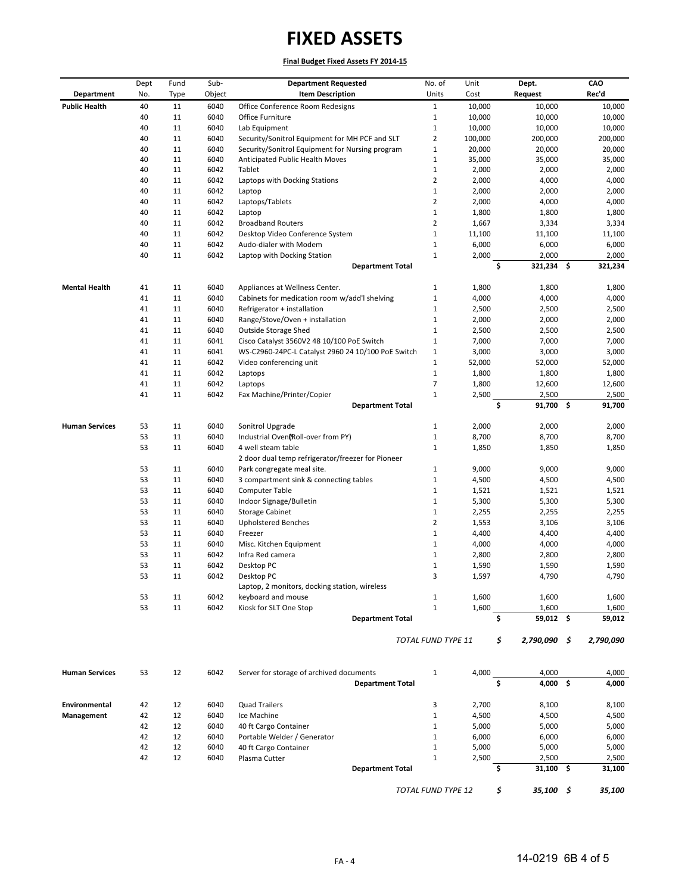# FIXED ASSETS

**Final Budget Fixed Assets FY 2014-15**

| Department | Dept No. | Fund Type | Sub-Object | Department Requested Item Description | No. of Units | Unit Cost | Dept. Request | CAO Rec'd |
|---|---|---|---|---|---|---|---|---|
| **Public Health** | 40 | 11 | 6040 | Office Conference Room Redesigns | 1 | 10,000 | 10,000 | 10,000 |
| | 40 | 11 | 6040 | Office Furniture | 1 | 10,000 | 10,000 | 10,000 |
| | 40 | 11 | 6040 | Lab Equipment | 1 | 10,000 | 10,000 | 10,000 |
| | 40 | 11 | 6040 | Security/Sonitrol Equipment for MH PCF and SLT | 2 | 100,000 | 200,000 | 200,000 |
| | 40 | 11 | 6040 | Security/Sonitrol Equipment for Nursing program | 1 | 20,000 | 20,000 | 20,000 |
| | 40 | 11 | 6040 | Anticipated Public Health Moves | 1 | 35,000 | 35,000 | 35,000 |
| | 40 | 11 | 6042 | Tablet | 1 | 2,000 | 2,000 | 2,000 |
| | 40 | 11 | 6042 | Laptops with Docking Stations | 2 | 2,000 | 4,000 | 4,000 |
| | 40 | 11 | 6042 | Laptop | 1 | 2,000 | 2,000 | 2,000 |
| | 40 | 11 | 6042 | Laptops/Tablets | 2 | 2,000 | 4,000 | 4,000 |
| | 40 | 11 | 6042 | Laptop | 1 | 1,800 | 1,800 | 1,800 |
| | 40 | 11 | 6042 | Broadband Routers | 2 | 1,667 | 3,334 | 3,334 |
| | 40 | 11 | 6042 | Desktop Video Conference System | 1 | 11,100 | 11,100 | 11,100 |
| | 40 | 11 | 6042 | Audo-dialer with Modem | 1 | 6,000 | 6,000 | 6,000 |
| | 40 | 11 | 6042 | Laptop with Docking Station | 1 | 2,000 | 2,000 | 2,000 |
| | | | | **Department Total** | | | **$ 321,234** | **$ 321,234** |
| **Mental Health** | 41 | 11 | 6040 | Appliances at Wellness Center. | 1 | 1,800 | 1,800 | 1,800 |
| | 41 | 11 | 6040 | Cabinets for medication room w/add'l shelving | 1 | 4,000 | 4,000 | 4,000 |
| | 41 | 11 | 6040 | Refrigerator + installation | 1 | 2,500 | 2,500 | 2,500 |
| | 41 | 11 | 6040 | Range/Stove/Oven + installation | 1 | 2,000 | 2,000 | 2,000 |
| | 41 | 11 | 6040 | Outside Storage Shed | 1 | 2,500 | 2,500 | 2,500 |
| | 41 | 11 | 6041 | Cisco Catalyst 3560V2 48 10/100 PoE Switch | 1 | 7,000 | 7,000 | 7,000 |
| | 41 | 11 | 6041 | WS-C2960-24PC-L Catalyst 2960 24 10/100 PoE Switch | 1 | 3,000 | 3,000 | 3,000 |
| | 41 | 11 | 6042 | Video conferencing unit | 1 | 52,000 | 52,000 | 52,000 |
| | 41 | 11 | 6042 | Laptops | 1 | 1,800 | 1,800 | 1,800 |
| | 41 | 11 | 6042 | Laptops | 7 | 1,800 | 12,600 | 12,600 |
| | 41 | 11 | 6042 | Fax Machine/Printer/Copier | 1 | 2,500 | 2,500 | 2,500 |
| | | | | **Department Total** | | | **$ 91,700** | **$ 91,700** |
| **Human Services** | 53 | 11 | 6040 | Sonitrol Upgrade | 1 | 2,000 | 2,000 | 2,000 |
| | 53 | 11 | 6040 | Industrial Oven (Roll-over from PY) | 1 | 8,700 | 8,700 | 8,700 |
| | 53 | 11 | 6040 | 4 well steam table | 1 | 1,850 | 1,850 | 1,850 |
| | 53 | 11 | 6040 | 2 door dual temp refrigerator/freezer for Pioneer Park congregate meal site. | 1 | 9,000 | 9,000 | 9,000 |
| | 53 | 11 | 6040 | 3 compartment sink & connecting tables | 1 | 4,500 | 4,500 | 4,500 |
| | 53 | 11 | 6040 | Computer Table | 1 | 1,521 | 1,521 | 1,521 |
| | 53 | 11 | 6040 | Indoor Signage/Bulletin | 1 | 5,300 | 5,300 | 5,300 |
| | 53 | 11 | 6040 | Storage Cabinet | 1 | 2,255 | 2,255 | 2,255 |
| | 53 | 11 | 6040 | Upholstered Benches | 2 | 1,553 | 3,106 | 3,106 |
| | 53 | 11 | 6040 | Freezer | 1 | 4,400 | 4,400 | 4,400 |
| | 53 | 11 | 6040 | Misc. Kitchen Equipment | 1 | 4,000 | 4,000 | 4,000 |
| | 53 | 11 | 6042 | Infra Red camera | 1 | 2,800 | 2,800 | 2,800 |
| | 53 | 11 | 6042 | Desktop PC | 1 | 1,590 | 1,590 | 1,590 |
| | 53 | 11 | 6042 | Desktop PC | 3 | 1,597 | 4,790 | 4,790 |
| | 53 | 11 | 6042 | Laptop, 2 monitors, docking station, wireless keyboard and mouse | 1 | 1,600 | 1,600 | 1,600 |
| | 53 | 11 | 6042 | Kiosk for SLT One Stop | 1 | 1,600 | 1,600 | 1,600 |
| | | | | **Department Total** | | | **$ 59,012** | **$ 59,012** |
| | | | | *TOTAL FUND TYPE 11* | | | ***$ 2,790,090*** | ***$ 2,790,090*** |
| **Human Services** | 53 | 12 | 6042 | Server for storage of archived documents | 1 | 4,000 | 4,000 | 4,000 |
| | | | | **Department Total** | | | **$ 4,000** | **$ 4,000** |
| **Environmental Management** | 42 | 12 | 6040 | Quad Trailers | 3 | 2,700 | 8,100 | 8,100 |
| | 42 | 12 | 6040 | Ice Machine | 1 | 4,500 | 4,500 | 4,500 |
| | 42 | 12 | 6040 | 40 ft Cargo Container | 1 | 5,000 | 5,000 | 5,000 |
| | 42 | 12 | 6040 | Portable Welder / Generator | 1 | 6,000 | 6,000 | 6,000 |
| | 42 | 12 | 6040 | 40 ft Cargo Container | 1 | 5,000 | 5,000 | 5,000 |
| | 42 | 12 | 6040 | Plasma Cutter | 1 | 2,500 | 2,500 | 2,500 |
| | | | | **Department Total** | | | **$ 31,100** | **$ 31,100** |
| | | | | *TOTAL FUND TYPE 12* | | | ***$ 35,100*** | ***$ 35,100*** |

FA - 4

14-0219 6B 4 of 5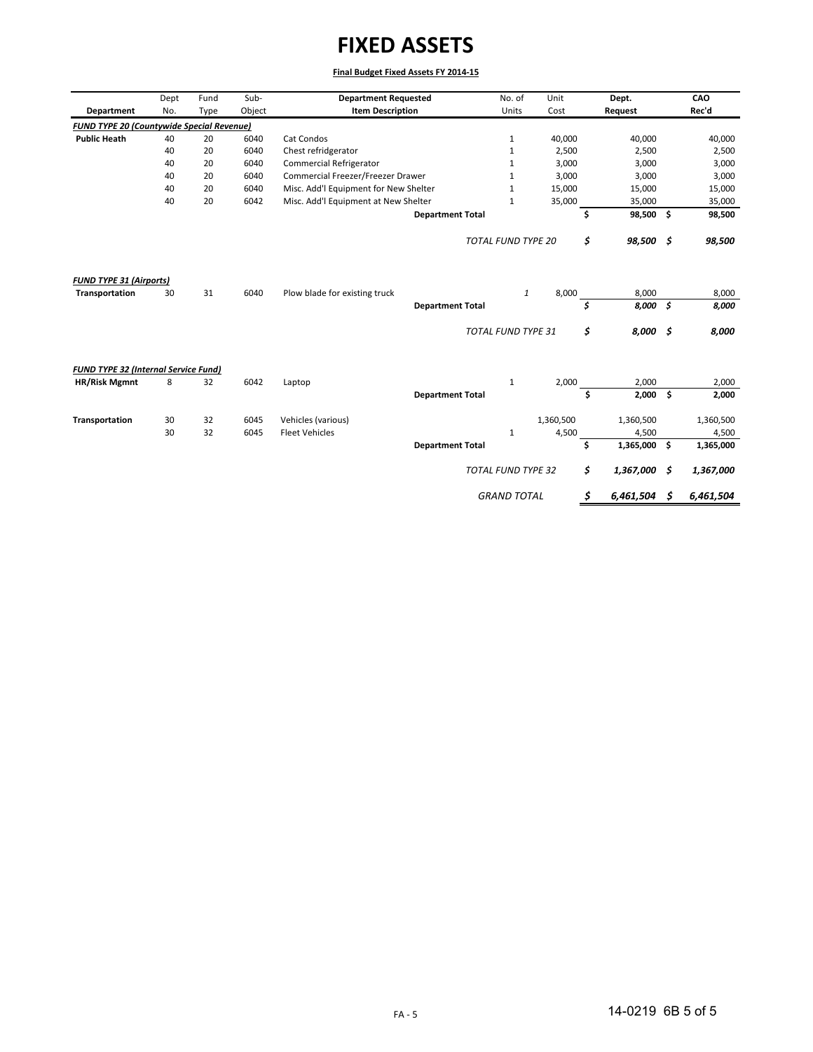# FIXED ASSETS

**Final Budget Fixed Assets FY 2014-15**

| Department | Dept No. | Fund Type | Sub-Object | Department Requested Item Description | No. of Units | Unit Cost | Dept. Request | CAO Rec'd |
|---|---|---|---|---|---|---|---|---|
| ***FUND TYPE 20 (Countywide Special Revenue)*** | | | | | | | | |
| **Public Heath** | 40 | 20 | 6040 | Cat Condos | 1 | 40,000 | 40,000 | 40,000 |
| | 40 | 20 | 6040 | Chest refridgerator | 1 | 2,500 | 2,500 | 2,500 |
| | 40 | 20 | 6040 | Commercial Refrigerator | 1 | 3,000 | 3,000 | 3,000 |
| | 40 | 20 | 6040 | Commercial Freezer/Freezer Drawer | 1 | 3,000 | 3,000 | 3,000 |
| | 40 | 20 | 6040 | Misc. Add'l Equipment for New Shelter | 1 | 15,000 | 15,000 | 15,000 |
| | 40 | 20 | 6042 | Misc. Add'l Equipment at New Shelter | 1 | 35,000 | 35,000 | 35,000 |
| | | | | **Department Total** | | | **$ 98,500** | **$ 98,500** |
| | | | | *TOTAL FUND TYPE 20* | | | ***$ 98,500*** | ***$ 98,500*** |
| ***FUND TYPE 31 (Airports)*** | | | | | | | | |
| **Transportation** | 30 | 31 | 6040 | Plow blade for existing truck | *1* | 8,000 | 8,000 | 8,000 |
| | | | | **Department Total** | | | ***$ 8,000*** | ***$ 8,000*** |
| | | | | *TOTAL FUND TYPE 31* | | | ***$ 8,000*** | ***$ 8,000*** |
| ***FUND TYPE 32 (Internal Service Fund)*** | | | | | | | | |
| **HR/Risk Mgmnt** | 8 | 32 | 6042 | Laptop | 1 | 2,000 | 2,000 | 2,000 |
| | | | | **Department Total** | | | **$ 2,000** | **$ 2,000** |
| **Transportation** | 30 | 32 | 6045 | Vehicles (various) | | 1,360,500 | 1,360,500 | 1,360,500 |
| | 30 | 32 | 6045 | Fleet Vehicles | 1 | 4,500 | 4,500 | 4,500 |
| | | | | **Department Total** | | | **$ 1,365,000** | **$ 1,365,000** |
| | | | | *TOTAL FUND TYPE 32* | | | ***$ 1,367,000*** | ***$ 1,367,000*** |
| | | | | *GRAND TOTAL* | | | ***$ 6,461,504*** | ***$ 6,461,504*** |

FA - 5

14-0219 6B 5 of 5